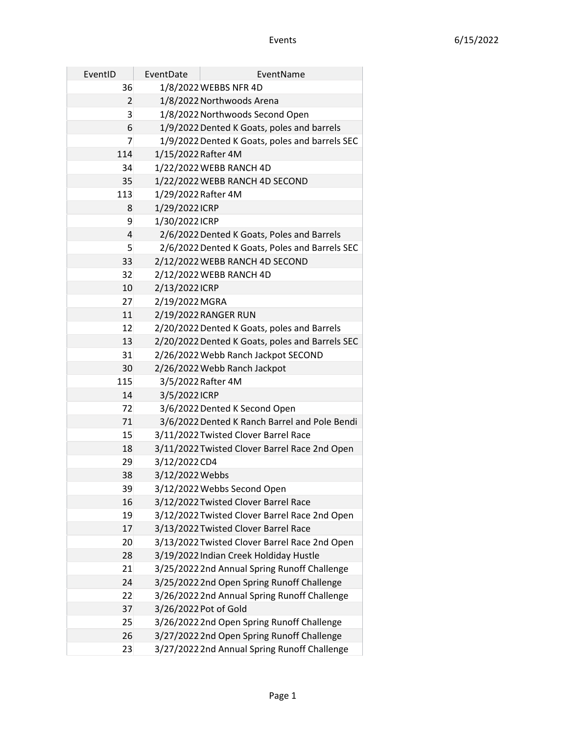| EventID | EventDate | EventName |
|---|---|---|
| 36 | 1/8/2022 | WEBBS NFR 4D |
| 2 | 1/8/2022 | Northwoods Arena |
| 3 | 1/8/2022 | Northwoods Second Open |
| 6 | 1/9/2022 | Dented K Goats, poles and barrels |
| 7 | 1/9/2022 | Dented K Goats, poles and barrels SEC |
| 114 | 1/15/2022 | Rafter 4M |
| 34 | 1/22/2022 | WEBB RANCH 4D |
| 35 | 1/22/2022 | WEBB RANCH 4D SECOND |
| 113 | 1/29/2022 | Rafter 4M |
| 8 | 1/29/2022 | ICRP |
| 9 | 1/30/2022 | ICRP |
| 4 | 2/6/2022 | Dented K Goats, Poles and Barrels |
| 5 | 2/6/2022 | Dented K Goats, Poles and Barrels SEC |
| 33 | 2/12/2022 | WEBB RANCH 4D SECOND |
| 32 | 2/12/2022 | WEBB RANCH 4D |
| 10 | 2/13/2022 | ICRP |
| 27 | 2/19/2022 | MGRA |
| 11 | 2/19/2022 | RANGER RUN |
| 12 | 2/20/2022 | Dented K Goats, poles and Barrels |
| 13 | 2/20/2022 | Dented K Goats, poles and Barrels SEC |
| 31 | 2/26/2022 | Webb Ranch Jackpot SECOND |
| 30 | 2/26/2022 | Webb Ranch Jackpot |
| 115 | 3/5/2022 | Rafter 4M |
| 14 | 3/5/2022 | ICRP |
| 72 | 3/6/2022 | Dented K Second Open |
| 71 | 3/6/2022 | Dented K Ranch Barrel and Pole Bendi |
| 15 | 3/11/2022 | Twisted Clover Barrel Race |
| 18 | 3/11/2022 | Twisted Clover Barrel Race 2nd Open |
| 29 | 3/12/2022 | CD4 |
| 38 | 3/12/2022 | Webbs |
| 39 | 3/12/2022 | Webbs Second Open |
| 16 | 3/12/2022 | Twisted Clover Barrel Race |
| 19 | 3/12/2022 | Twisted Clover Barrel Race 2nd Open |
| 17 | 3/13/2022 | Twisted Clover Barrel Race |
| 20 | 3/13/2022 | Twisted Clover Barrel Race 2nd Open |
| 28 | 3/19/2022 | Indian Creek Holdiday Hustle |
| 21 | 3/25/2022 | 2nd Annual Spring Runoff Challenge |
| 24 | 3/25/2022 | 2nd Open Spring Runoff Challenge |
| 22 | 3/26/2022 | 2nd Annual Spring Runoff Challenge |
| 37 | 3/26/2022 | Pot of Gold |
| 25 | 3/26/2022 | 2nd Open Spring Runoff Challenge |
| 26 | 3/27/2022 | 2nd Open Spring Runoff Challenge |
| 23 | 3/27/2022 | 2nd Annual Spring Runoff Challenge |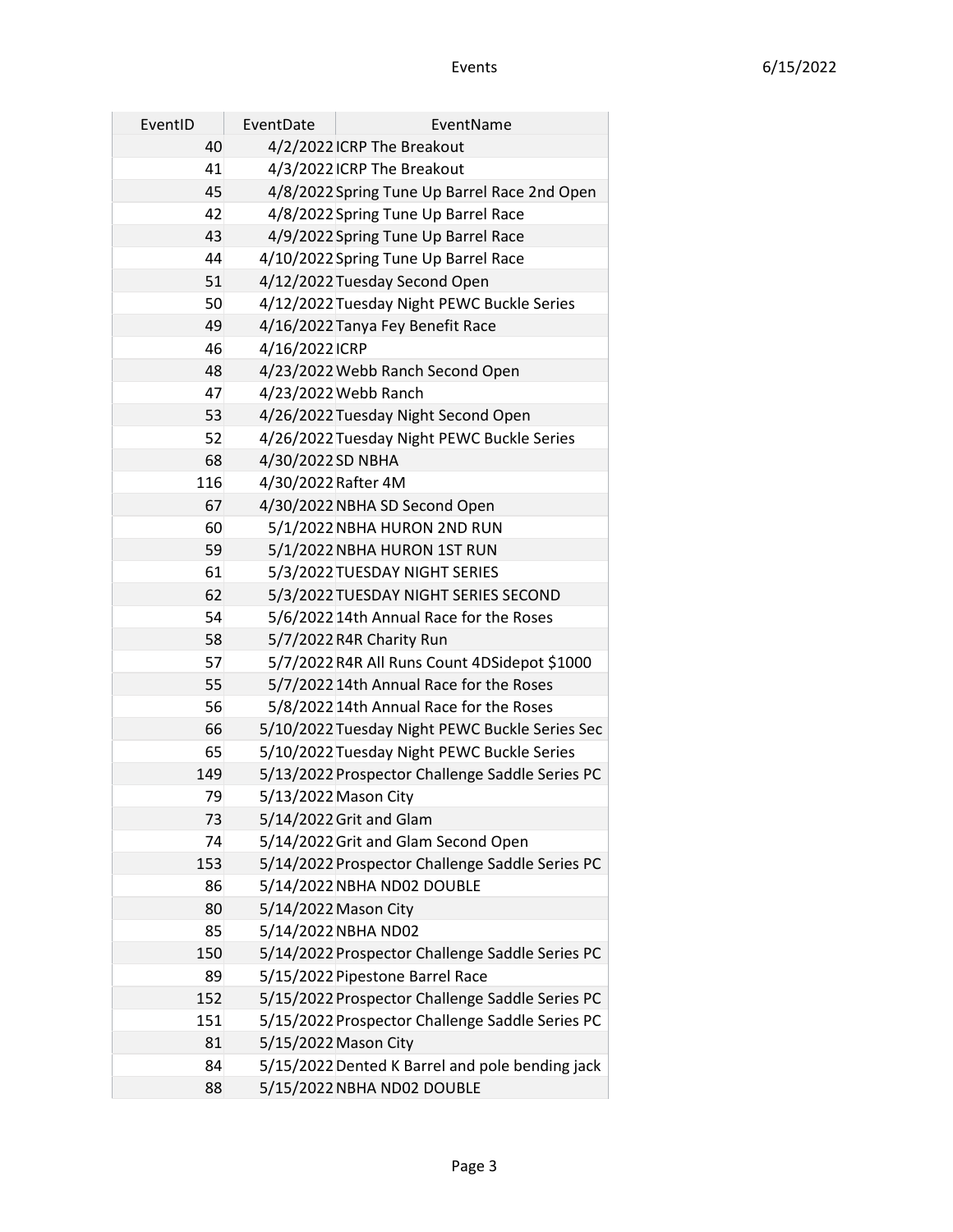| EventID | EventDate | EventName |
|---|---|---|
| 40 | 4/2/2022 | ICRP The Breakout |
| 41 | 4/3/2022 | ICRP The Breakout |
| 45 | 4/8/2022 | Spring Tune Up Barrel Race 2nd Open |
| 42 | 4/8/2022 | Spring Tune Up Barrel Race |
| 43 | 4/9/2022 | Spring Tune Up Barrel Race |
| 44 | 4/10/2022 | Spring Tune Up Barrel Race |
| 51 | 4/12/2022 | Tuesday Second Open |
| 50 | 4/12/2022 | Tuesday Night PEWC Buckle Series |
| 49 | 4/16/2022 | Tanya Fey Benefit Race |
| 46 | 4/16/2022 | ICRP |
| 48 | 4/23/2022 | Webb Ranch Second Open |
| 47 | 4/23/2022 | Webb Ranch |
| 53 | 4/26/2022 | Tuesday Night Second Open |
| 52 | 4/26/2022 | Tuesday Night PEWC Buckle Series |
| 68 | 4/30/2022 | SD NBHA |
| 116 | 4/30/2022 | Rafter 4M |
| 67 | 4/30/2022 | NBHA SD Second Open |
| 60 | 5/1/2022 | NBHA HURON 2ND RUN |
| 59 | 5/1/2022 | NBHA HURON 1ST RUN |
| 61 | 5/3/2022 | TUESDAY NIGHT SERIES |
| 62 | 5/3/2022 | TUESDAY NIGHT SERIES SECOND |
| 54 | 5/6/2022 | 14th Annual Race for the Roses |
| 58 | 5/7/2022 | R4R Charity Run |
| 57 | 5/7/2022 | R4R All Runs Count 4DSidepot $1000 |
| 55 | 5/7/2022 | 14th Annual Race for the Roses |
| 56 | 5/8/2022 | 14th Annual Race for the Roses |
| 66 | 5/10/2022 | Tuesday Night PEWC Buckle Series Sec |
| 65 | 5/10/2022 | Tuesday Night PEWC Buckle Series |
| 149 | 5/13/2022 | Prospector Challenge Saddle Series PC |
| 79 | 5/13/2022 | Mason City |
| 73 | 5/14/2022 | Grit and Glam |
| 74 | 5/14/2022 | Grit and Glam Second Open |
| 153 | 5/14/2022 | Prospector Challenge Saddle Series PC |
| 86 | 5/14/2022 | NBHA ND02 DOUBLE |
| 80 | 5/14/2022 | Mason City |
| 85 | 5/14/2022 | NBHA ND02 |
| 150 | 5/14/2022 | Prospector Challenge Saddle Series PC |
| 89 | 5/15/2022 | Pipestone Barrel Race |
| 152 | 5/15/2022 | Prospector Challenge Saddle Series PC |
| 151 | 5/15/2022 | Prospector Challenge Saddle Series PC |
| 81 | 5/15/2022 | Mason City |
| 84 | 5/15/2022 | Dented K Barrel and pole bending jack |
| 88 | 5/15/2022 | NBHA ND02 DOUBLE |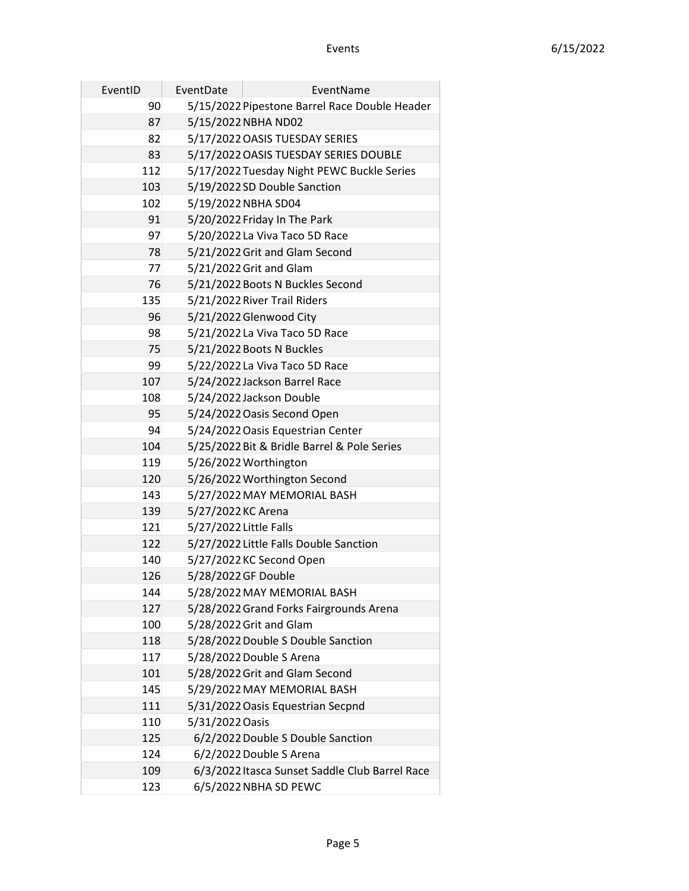| EventID | EventDate | EventName |
| --- | --- | --- |
| 90 | 5/15/2022 | Pipestone Barrel Race Double Header |
| 87 | 5/15/2022 | NBHA ND02 |
| 82 | 5/17/2022 | OASIS TUESDAY SERIES |
| 83 | 5/17/2022 | OASIS TUESDAY SERIES DOUBLE |
| 112 | 5/17/2022 | Tuesday Night PEWC Buckle Series |
| 103 | 5/19/2022 | SD Double Sanction |
| 102 | 5/19/2022 | NBHA SD04 |
| 91 | 5/20/2022 | Friday In The Park |
| 97 | 5/20/2022 | La Viva Taco 5D Race |
| 78 | 5/21/2022 | Grit and Glam Second |
| 77 | 5/21/2022 | Grit and Glam |
| 76 | 5/21/2022 | Boots N Buckles Second |
| 135 | 5/21/2022 | River Trail Riders |
| 96 | 5/21/2022 | Glenwood City |
| 98 | 5/21/2022 | La Viva Taco 5D Race |
| 75 | 5/21/2022 | Boots N Buckles |
| 99 | 5/22/2022 | La Viva Taco 5D Race |
| 107 | 5/24/2022 | Jackson Barrel Race |
| 108 | 5/24/2022 | Jackson Double |
| 95 | 5/24/2022 | Oasis Second Open |
| 94 | 5/24/2022 | Oasis Equestrian Center |
| 104 | 5/25/2022 | Bit & Bridle Barrel & Pole Series |
| 119 | 5/26/2022 | Worthington |
| 120 | 5/26/2022 | Worthington Second |
| 143 | 5/27/2022 | MAY MEMORIAL BASH |
| 139 | 5/27/2022 | KC Arena |
| 121 | 5/27/2022 | Little Falls |
| 122 | 5/27/2022 | Little Falls Double Sanction |
| 140 | 5/27/2022 | KC Second Open |
| 126 | 5/28/2022 | GF Double |
| 144 | 5/28/2022 | MAY MEMORIAL BASH |
| 127 | 5/28/2022 | Grand Forks Fairgrounds Arena |
| 100 | 5/28/2022 | Grit and Glam |
| 118 | 5/28/2022 | Double S Double Sanction |
| 117 | 5/28/2022 | Double S Arena |
| 101 | 5/28/2022 | Grit and Glam Second |
| 145 | 5/29/2022 | MAY MEMORIAL BASH |
| 111 | 5/31/2022 | Oasis Equestrian Secpnd |
| 110 | 5/31/2022 | Oasis |
| 125 | 6/2/2022 | Double S Double Sanction |
| 124 | 6/2/2022 | Double S Arena |
| 109 | 6/3/2022 | Itasca Sunset Saddle Club Barrel Race |
| 123 | 6/5/2022 | NBHA SD PEWC |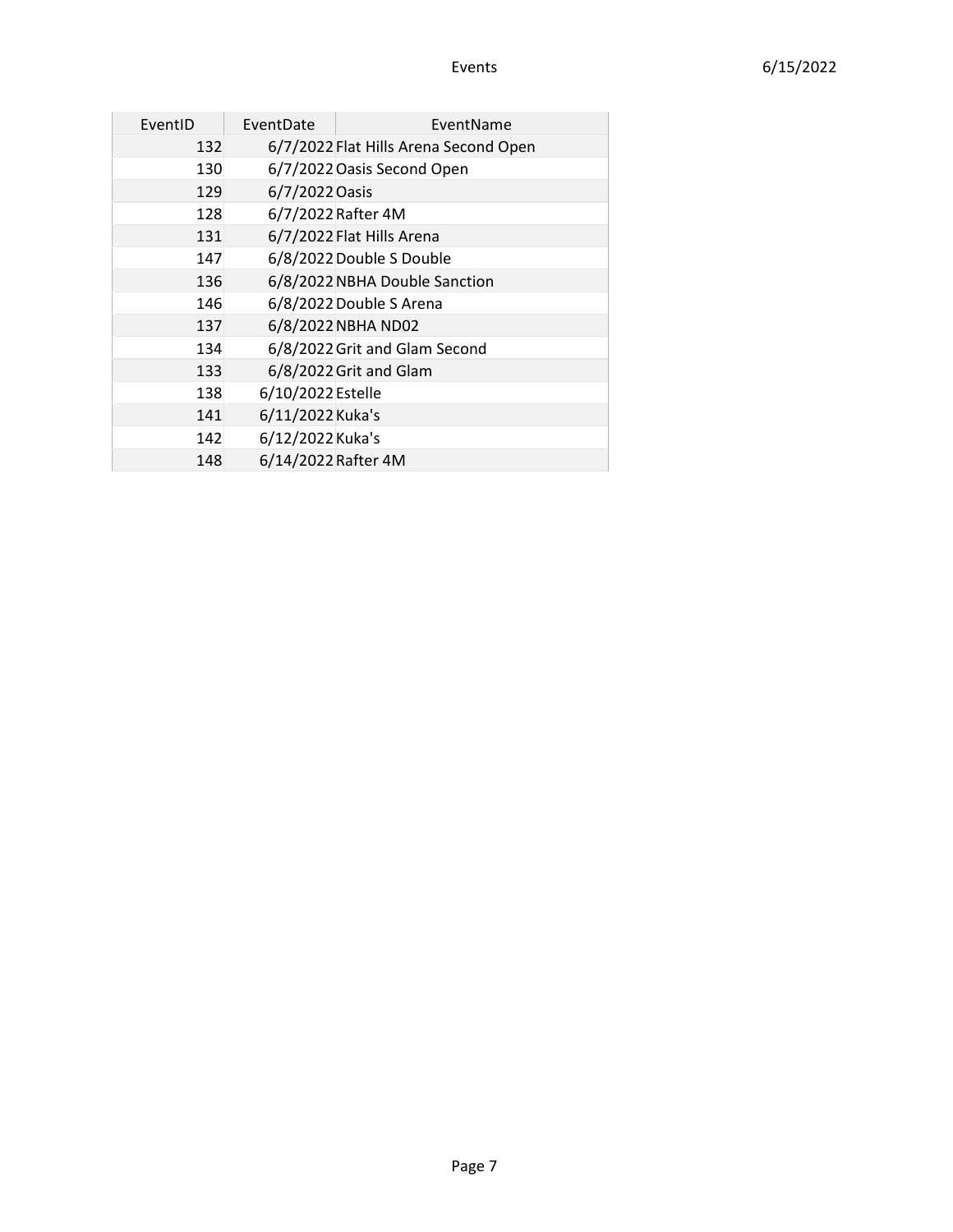| EventID | EventDate | EventName |
|---|---|---|
| 132 | 6/7/2022 | Flat Hills Arena Second Open |
| 130 | 6/7/2022 | Oasis Second Open |
| 129 | 6/7/2022 | Oasis |
| 128 | 6/7/2022 | Rafter 4M |
| 131 | 6/7/2022 | Flat Hills Arena |
| 147 | 6/8/2022 | Double S Double |
| 136 | 6/8/2022 | NBHA Double Sanction |
| 146 | 6/8/2022 | Double S Arena |
| 137 | 6/8/2022 | NBHA ND02 |
| 134 | 6/8/2022 | Grit and Glam Second |
| 133 | 6/8/2022 | Grit and Glam |
| 138 | 6/10/2022 | Estelle |
| 141 | 6/11/2022 | Kuka's |
| 142 | 6/12/2022 | Kuka's |
| 148 | 6/14/2022 | Rafter 4M |